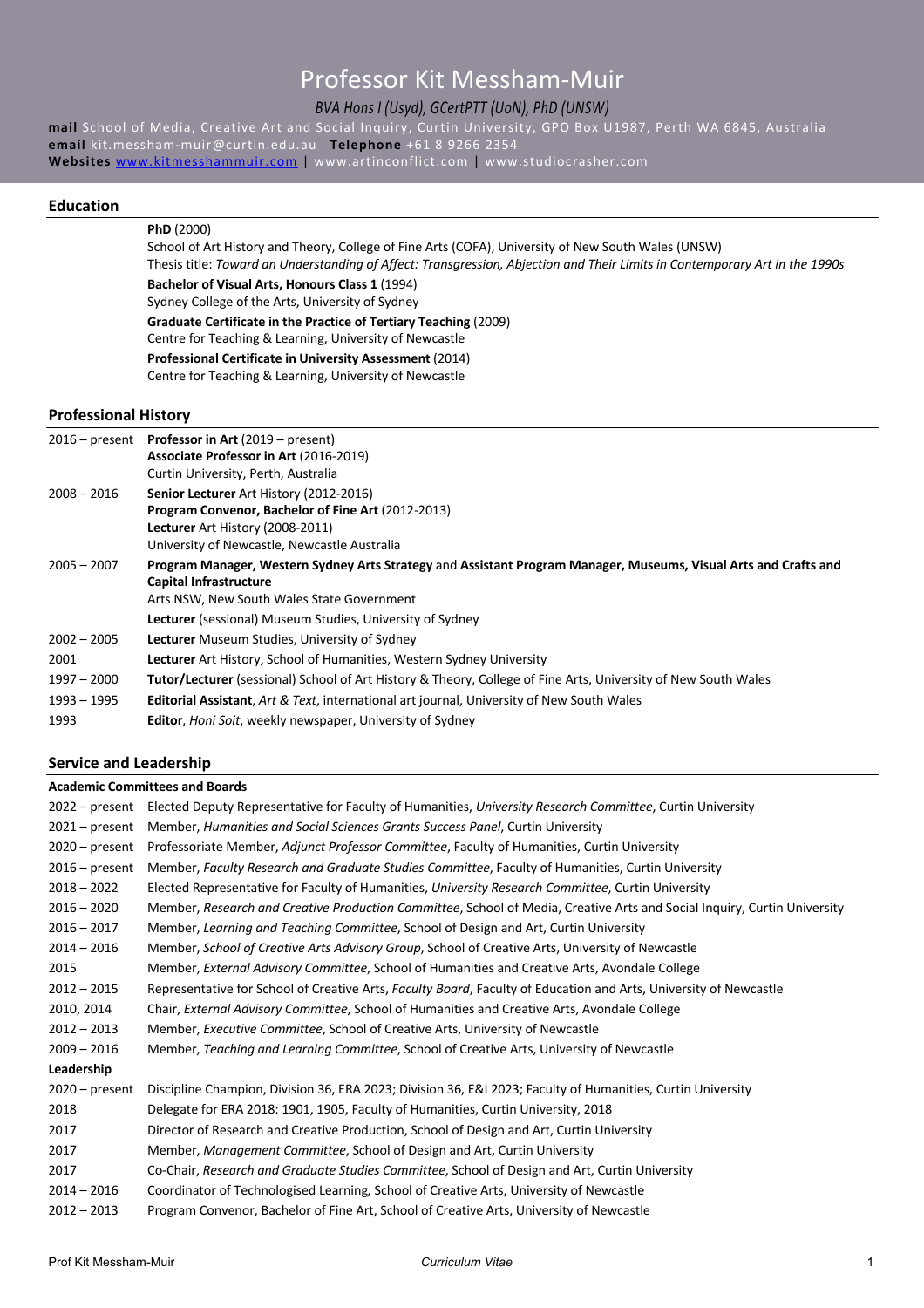# Professor Kit Messham-Muir

*BVA Hons I (Usyd), GCertPTT (UoN), PhD (UNSW)*

**mail** School of Media, Creative Art and Social Inquiry, Curtin University, GPO Box U1987, Perth WA 6845, Australia
**email** kit.messham-muir@curtin.edu.au **Telephone** +61 8 9266 2354
**Websites** www.kitmesshammuir.com | www.artinconflict.com | www.studiocrasher.com

## Education

**PhD** (2000)
School of Art History and Theory, College of Fine Arts (COFA), University of New South Wales (UNSW)
Thesis title: *Toward an Understanding of Affect: Transgression, Abjection and Their Limits in Contemporary Art in the 1990s*

**Bachelor of Visual Arts, Honours Class 1** (1994)
Sydney College of the Arts, University of Sydney

**Graduate Certificate in the Practice of Tertiary Teaching** (2009)
Centre for Teaching & Learning, University of Newcastle

**Professional Certificate in University Assessment** (2014)
Centre for Teaching & Learning, University of Newcastle

## Professional History

| | |
|---|---|
| 2016 – present | **Professor in Art** (2019 – present)<br>**Associate Professor in Art** (2016-2019)<br>Curtin University, Perth, Australia |
| 2008 – 2016 | **Senior Lecturer** Art History (2012-2016)<br>**Program Convenor, Bachelor of Fine Art** (2012-2013)<br>**Lecturer** Art History (2008-2011)<br>University of Newcastle, Newcastle Australia |
| 2005 – 2007 | **Program Manager, Western Sydney Arts Strategy** and **Assistant Program Manager, Museums, Visual Arts and Crafts and Capital Infrastructure**<br>Arts NSW, New South Wales State Government<br>**Lecturer** (sessional) Museum Studies, University of Sydney |
| 2002 – 2005 | **Lecturer** Museum Studies, University of Sydney |
| 2001 | **Lecturer** Art History, School of Humanities, Western Sydney University |
| 1997 – 2000 | **Tutor/Lecturer** (sessional) School of Art History & Theory, College of Fine Arts, University of New South Wales |
| 1993 – 1995 | **Editorial Assistant**, *Art & Text*, international art journal, University of New South Wales |
| 1993 | **Editor**, *Honi Soit*, weekly newspaper, University of Sydney |

## Service and Leadership

### Academic Committees and Boards

| | |
|---|---|
| 2022 – present | Elected Deputy Representative for Faculty of Humanities, *University Research Committee*, Curtin University |
| 2021 – present | Member, *Humanities and Social Sciences Grants Success Panel*, Curtin University |
| 2020 – present | Professoriate Member, *Adjunct Professor Committee*, Faculty of Humanities, Curtin University |
| 2016 – present | Member, *Faculty Research and Graduate Studies Committee*, Faculty of Humanities, Curtin University |
| 2018 – 2022 | Elected Representative for Faculty of Humanities, *University Research Committee*, Curtin University |
| 2016 – 2020 | Member, *Research and Creative Production Committee*, School of Media, Creative Art and Social Inquiry, Curtin University |
| 2016 – 2017 | Member, *Learning and Teaching Committee*, School of Design and Art, Curtin University |
| 2014 – 2016 | Member, *School of Creative Arts Advisory Group*, School of Creative Arts, University of Newcastle |
| 2015 | Member, *External Advisory Committee*, School of Humanities and Creative Arts, Avondale College |
| 2012 – 2015 | Representative for School of Creative Arts, *Faculty Board*, Faculty of Education and Arts, University of Newcastle |
| 2010, 2014 | Chair, *External Advisory Committee*, School of Humanities and Creative Arts, Avondale College |
| 2012 – 2013 | Member, *Executive Committee*, School of Creative Arts, University of Newcastle |
| 2009 – 2016 | Member, *Teaching and Learning Committee*, School of Creative Arts, University of Newcastle |

### Leadership

| | |
|---|---|
| 2020 – present | Discipline Champion, Division 36, ERA 2023; Division 36, E&I 2023; Faculty of Humanities, Curtin University |
| 2018 | Delegate for ERA 2018: 1901, 1905, Faculty of Humanities, Curtin University, 2018 |
| 2017 | Director of Research and Creative Production, School of Design and Art, Curtin University |
| 2017 | Member, *Management Committee*, School of Design and Art, Curtin University |
| 2017 | Co-Chair, *Research and Graduate Studies Committee*, School of Design and Art, Curtin University |
| 2014 – 2016 | Coordinator of Technologised Learning, School of Creative Arts, University of Newcastle |
| 2012 – 2013 | Program Convenor, Bachelor of Fine Art, School of Creative Arts, University of Newcastle |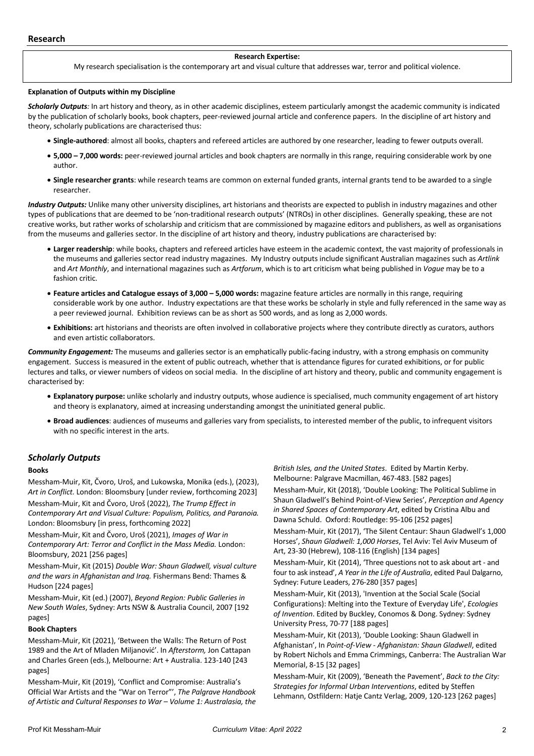## Research

**Research Expertise:**

My research specialisation is the contemporary art and visual culture that addresses war, terror and political violence.

**Explanation of Outputs within my Discipline**

***Scholarly Outputs**:* In art history and theory, as in other academic disciplines, esteem particularly amongst the academic community is indicated by the publication of scholarly books, book chapters, peer-reviewed journal article and conference papers. In the discipline of art history and theory, scholarly publications are characterised thus:

- **Single-authored**: almost all books, chapters and refereed articles are authored by one researcher, leading to fewer outputs overall.
- **5,000 – 7,000 words:** peer-reviewed journal articles and book chapters are normally in this range, requiring considerable work by one author.
- **Single researcher grants**: while research teams are common on external funded grants, internal grants tend to be awarded to a single researcher.

***Industry Outputs:*** Unlike many other university disciplines, art historians and theorists are expected to publish in industry magazines and other types of publications that are deemed to be 'non-traditional research outputs' (NTROs) in other disciplines. Generally speaking, these are not creative works, but rather works of scholarship and criticism that are commissioned by magazine editors and publishers, as well as organisations from the museums and galleries sector. In the discipline of art history and theory, industry publications are characterised by:

- **Larger readership**: while books, chapters and refereed articles have esteem in the academic context, the vast majority of professionals in the museums and galleries sector read industry magazines. My Industry outputs include significant Australian magazines such as *Artlink* and *Art Monthly*, and international magazines such as *Artforum*, which is to art criticism what being published in *Vogue* may be to a fashion critic.
- **Feature articles and Catalogue essays of 3,000 – 5,000 words:** magazine feature articles are normally in this range, requiring considerable work by one author. Industry expectations are that these works be scholarly in style and fully referenced in the same way as a peer reviewed journal. Exhibition reviews can be as short as 500 words, and as long as 2,000 words.
- **Exhibitions:** art historians and theorists are often involved in collaborative projects where they contribute directly as curators, authors and even artistic collaborators.

***Community Engagement:*** The museums and galleries sector is an emphatically public-facing industry, with a strong emphasis on community engagement. Success is measured in the extent of public outreach, whether that is attendance figures for curated exhibitions, or for public lectures and talks, or viewer numbers of videos on social media. In the discipline of art history and theory, public and community engagement is characterised by:

- **Explanatory purpose:** unlike scholarly and industry outputs, whose audience is specialised, much community engagement of art history and theory is explanatory, aimed at increasing understanding amongst the uninitiated general public.
- **Broad audiences**: audiences of museums and galleries vary from specialists, to interested member of the public, to infrequent visitors with no specific interest in the arts.

### *Scholarly Outputs*

#### Books

Messham-Muir, Kit, Čvoro, Uroš, and Lukowska, Monika (eds.), (2023), *Art in Conflict.* London: Bloomsbury [under review, forthcoming 2023]

Messham-Muir, Kit and Čvoro, Uroš (2022), *The Trump Effect in Contemporary Art and Visual Culture: Populism, Politics, and Paranoia.* London: Bloomsbury [in press, forthcoming 2022]

Messham-Muir, Kit and Čvoro, Uroš (2021), *Images of War in Contemporary Art: Terror and Conflict in the Mass Media.* London: Bloomsbury, 2021 [256 pages]

Messham-Muir, Kit (2015) *Double War: Shaun Gladwell, visual culture and the wars in Afghanistan and Iraq.* Fishermans Bend: Thames & Hudson [224 pages]

Messham-Muir, Kit (ed.) (2007), *Beyond Region: Public Galleries in New South Wales*, Sydney: Arts NSW & Australia Council, 2007 [192 pages]

#### Book Chapters

Messham-Muir, Kit (2021), 'Between the Walls: The Return of Post 1989 and the Art of Mladen Miljanović'. In *Afterstorm,* Jon Cattapan and Charles Green (eds.), Melbourne: Art + Australia. 123-140 [243 pages]

Messham-Muir, Kit (2019), 'Conflict and Compromise: Australia's Official War Artists and the "War on Terror"', *The Palgrave Handbook of Artistic and Cultural Responses to War – Volume 1: Australasia, the British Isles, and the United States*. Edited by Martin Kerby. Melbourne: Palgrave Macmillan, 467-483. [582 pages]

Messham-Muir, Kit (2018), 'Double Looking: The Political Sublime in Shaun Gladwell's Behind Point-of-View Series', *Perception and Agency in Shared Spaces of Contemporary Art*, edited by Cristina Albu and Dawna Schuld. Oxford: Routledge: 95-106 [252 pages]

Messham-Muir, Kit (2017), 'The Silent Centaur: Shaun Gladwell's 1,000 Horses', *Shaun Gladwell: 1,000 Horses*, Tel Aviv: Tel Aviv Museum of Art, 23-30 (Hebrew), 108-116 (English) [134 pages]

Messham-Muir, Kit (2014), 'Three questions not to ask about art - and four to ask instead', *A Year in the Life of Australia*, edited Paul Dalgarno, Sydney: Future Leaders, 276-280 [357 pages]

Messham-Muir, Kit (2013), 'Invention at the Social Scale (Social Configurations): Melting into the Texture of Everyday Life', *Ecologies of Invention*. Edited by Buckley, Conomos & Dong. Sydney: Sydney University Press, 70-77 [188 pages]

Messham-Muir, Kit (2013), 'Double Looking: Shaun Gladwell in Afghanistan', In *Point-of-View - Afghanistan: Shaun Gladwell*, edited by Robert Nichols and Emma Crimmings, Canberra: The Australian War Memorial, 8-15 [32 pages]

Messham-Muir, Kit (2009), 'Beneath the Pavement', *Back to the City: Strategies for Informal Urban Interventions*, edited by Steffen Lehmann, Ostfildern: Hatje Cantz Verlag, 2009, 120-123 [262 pages]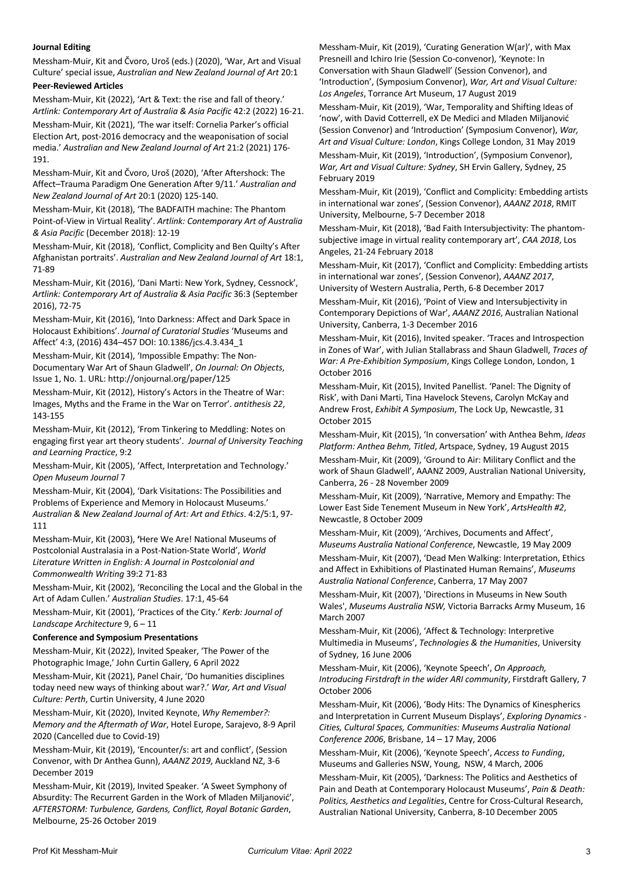**Journal Editing**

Messham-Muir, Kit and Čvoro, Uroš (eds.) (2020), 'War, Art and Visual Culture' special issue, *Australian and New Zealand Journal of Art* 20:1

**Peer-Reviewed Articles**

Messham-Muir, Kit (2022), 'Art & Text: the rise and fall of theory.' *Artlink: Contemporary Art of Australia & Asia Pacific* 42:2 (2022) 16-21.

Messham-Muir, Kit (2021), 'The war itself: Cornelia Parker's official Election Art, post-2016 democracy and the weaponisation of social media.' *Australian and New Zealand Journal of Art* 21:2 (2021) 176-191.

Messham-Muir, Kit and Čvoro, Uroš (2020), 'After Aftershock: The Affect–Trauma Paradigm One Generation After 9/11.' *Australian and New Zealand Journal of Art* 20:1 (2020) 125-140.

Messham-Muir, Kit (2018), 'The BADFAITH machine: The Phantom Point-of-View in Virtual Reality'. *Artlink: Contemporary Art of Australia & Asia Pacific* (December 2018): 12-19

Messham-Muir, Kit (2018), 'Conflict, Complicity and Ben Quilty's After Afghanistan portraits'. *Australian and New Zealand Journal of Art* 18:1, 71-89

Messham-Muir, Kit (2016), 'Dani Marti: New York, Sydney, Cessnock', *Artlink: Contemporary Art of Australia & Asia Pacific* 36:3 (September 2016), 72-75

Messham-Muir, Kit (2016), 'Into Darkness: Affect and Dark Space in Holocaust Exhibitions'. *Journal of Curatorial Studies* 'Museums and Affect' 4:3, (2016) 434–457 DOI: 10.1386/jcs.4.3.434_1

Messham-Muir, Kit (2014), 'Impossible Empathy: The Non-Documentary War Art of Shaun Gladwell', *On Journal: On Objects*, Issue 1, No. 1. URL: http://onjournal.org/paper/125

Messham-Muir, Kit (2012), History's Actors in the Theatre of War: Images, Myths and the Frame in the War on Terror'. *antithesis 22*, 143-155

Messham-Muir, Kit (2012), 'From Tinkering to Meddling: Notes on engaging first year art theory students'. *Journal of University Teaching and Learning Practice*, 9:2

Messham-Muir, Kit (2005), 'Affect, Interpretation and Technology.' *Open Museum Journal* 7

Messham-Muir, Kit (2004), 'Dark Visitations: The Possibilities and Problems of Experience and Memory in Holocaust Museums.' *Australian & New Zealand Journal of Art: Art and Ethics*. 4:2/5:1, 97-111

Messham-Muir, Kit (2003), 'Here We Are! National Museums of Postcolonial Australasia in a Post-Nation-State World', *World Literature Written in English: A Journal in Postcolonial and Commonwealth Writing* 39:2 71-83

Messham-Muir, Kit (2002), 'Reconciling the Local and the Global in the Art of Adam Cullen.' *Australian Studies*. 17:1, 45-64

Messham-Muir, Kit (2001), 'Practices of the City.' *Kerb: Journal of Landscape Architecture* 9, 6 – 11

**Conference and Symposium Presentations**

Messham-Muir, Kit (2022), Invited Speaker, 'The Power of the Photographic Image,' John Curtin Gallery, 6 April 2022

Messham-Muir, Kit (2021), Panel Chair, 'Do humanities disciplines today need new ways of thinking about war?.' *War, Art and Visual Culture: Perth*, Curtin University, 4 June 2020

Messham-Muir, Kit (2020), Invited Keynote, *Why Remember?: Memory and the Aftermath of War*, Hotel Europe, Sarajevo, 8-9 April 2020 (Cancelled due to Covid-19)

Messham-Muir, Kit (2019), 'Encounter/s: art and conflict', (Session Convenor, with Dr Anthea Gunn), *AAANZ 2019*, Auckland NZ, 3-6 December 2019

Messham-Muir, Kit (2019), Invited Speaker. 'A Sweet Symphony of Absurdity: The Recurrent Garden in the Work of Mladen Miljanović', *AFTERSTORM: Turbulence, Gardens, Conflict, Royal Botanic Garden*, Melbourne, 25-26 October 2019

Messham-Muir, Kit (2019), 'Curating Generation W(ar)', with Max Presneill and Ichiro Irie (Session Co-convenor), 'Keynote: In Conversation with Shaun Gladwell' (Session Convenor), and 'Introduction', (Symposium Convenor), *War, Art and Visual Culture: Los Angeles*, Torrance Art Museum, 17 August 2019

Messham-Muir, Kit (2019), 'War, Temporality and Shifting Ideas of 'now', with David Cotterrell, eX De Medici and Mladen Miljanović (Session Convenor) and 'Introduction' (Symposium Convenor), *War, Art and Visual Culture: London*, Kings College London, 31 May 2019

Messham-Muir, Kit (2019), 'Introduction', (Symposium Convenor), *War, Art and Visual Culture: Sydney*, SH Ervin Gallery, Sydney, 25 February 2019

Messham-Muir, Kit (2019), 'Conflict and Complicity: Embedding artists in international war zones', (Session Convenor), *AAANZ 2018*, RMIT University, Melbourne, 5-7 December 2018

Messham-Muir, Kit (2018), 'Bad Faith Intersubjectivity: The phantom-subjective image in virtual reality contemporary art', *CAA 2018*, Los Angeles, 21-24 February 2018

Messham-Muir, Kit (2017), 'Conflict and Complicity: Embedding artists in international war zones', (Session Convenor), *AAANZ 2017*, University of Western Australia, Perth, 6-8 December 2017

Messham-Muir, Kit (2016), 'Point of View and Intersubjectivity in Contemporary Depictions of War', *AAANZ 2016*, Australian National University, Canberra, 1-3 December 2016

Messham-Muir, Kit (2016), Invited speaker. 'Traces and Introspection in Zones of War', with Julian Stallabrass and Shaun Gladwell, *Traces of War: A Pre-Exhibition Symposium*, Kings College London, London, 1 October 2016

Messham-Muir, Kit (2015), Invited Panellist. 'Panel: The Dignity of Risk', with Dani Marti, Tina Havelock Stevens, Carolyn McKay and Andrew Frost, *Exhibit A Symposium*, The Lock Up, Newcastle, 31 October 2015

Messham-Muir, Kit (2015), 'In conversation' with Anthea Behm, *Ideas Platform: Anthea Behm, Titled*, Artspace, Sydney, 19 August 2015

Messham-Muir, Kit (2009), 'Ground to Air: Military Conflict and the work of Shaun Gladwell', AAANZ 2009, Australian National University, Canberra, 26 - 28 November 2009

Messham-Muir, Kit (2009), 'Narrative, Memory and Empathy: The Lower East Side Tenement Museum in New York', *ArtsHealth #2*, Newcastle, 8 October 2009

Messham-Muir, Kit (2009), 'Archives, Documents and Affect', *Museums Australia National Conference*, Newcastle, 19 May 2009

Messham-Muir, Kit (2007), 'Dead Men Walking: Interpretation, Ethics and Affect in Exhibitions of Plastinated Human Remains', *Museums Australia National Conference*, Canberra, 17 May 2007

Messham-Muir, Kit (2007), 'Directions in Museums in New South Wales', *Museums Australia NSW,* Victoria Barracks Army Museum, 16 March 2007

Messham-Muir, Kit (2006), 'Affect & Technology: Interpretive Multimedia in Museums', *Technologies & the Humanities*, University of Sydney, 16 June 2006

Messham-Muir, Kit (2006), 'Keynote Speech', *On Approach, Introducing Firstdraft in the wider ARI community*, Firstdraft Gallery, 7 October 2006

Messham-Muir, Kit (2006), 'Body Hits: The Dynamics of Kinespherics and Interpretation in Current Museum Displays', *Exploring Dynamics - Cities, Cultural Spaces, Communities: Museums Australia National Conference 2006*, Brisbane, 14 – 17 May, 2006

Messham-Muir, Kit (2006), 'Keynote Speech', *Access to Funding*, Museums and Galleries NSW, Young, NSW, 4 March, 2006

Messham-Muir, Kit (2005), 'Darkness: The Politics and Aesthetics of Pain and Death at Contemporary Holocaust Museums', *Pain & Death: Politics, Aesthetics and Legalities*, Centre for Cross-Cultural Research, Australian National University, Canberra, 8-10 December 2005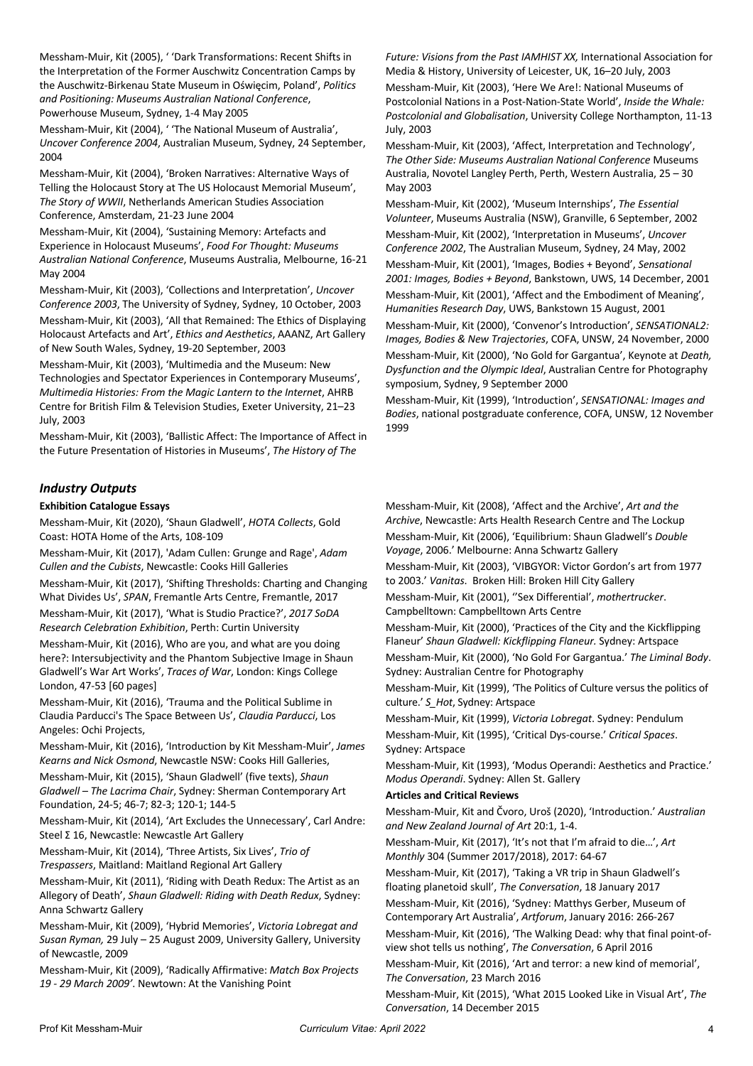Messham-Muir, Kit (2005), ' 'Dark Transformations: Recent Shifts in the Interpretation of the Former Auschwitz Concentration Camps by the Auschwitz-Birkenau State Museum in Oświęcim, Poland', *Politics and Positioning: Museums Australian National Conference*, Powerhouse Museum, Sydney, 1-4 May 2005

Messham-Muir, Kit (2004), ' 'The National Museum of Australia', *Uncover Conference 2004*, Australian Museum, Sydney, 24 September, 2004

Messham-Muir, Kit (2004), 'Broken Narratives: Alternative Ways of Telling the Holocaust Story at The US Holocaust Memorial Museum', *The Story of WWII*, Netherlands American Studies Association Conference, Amsterdam, 21-23 June 2004

Messham-Muir, Kit (2004), 'Sustaining Memory: Artefacts and Experience in Holocaust Museums', *Food For Thought: Museums Australian National Conference*, Museums Australia, Melbourne, 16-21 May 2004

Messham-Muir, Kit (2003), 'Collections and Interpretation', *Uncover Conference 2003*, The University of Sydney, Sydney, 10 October, 2003

Messham-Muir, Kit (2003), 'All that Remained: The Ethics of Displaying Holocaust Artefacts and Art', *Ethics and Aesthetics*, AAANZ, Art Gallery of New South Wales, Sydney, 19-20 September, 2003

Messham-Muir, Kit (2003), 'Multimedia and the Museum: New Technologies and Spectator Experiences in Contemporary Museums', *Multimedia Histories: From the Magic Lantern to the Internet*, AHRB Centre for British Film & Television Studies, Exeter University, 21–23 July, 2003

Messham-Muir, Kit (2003), 'Ballistic Affect: The Importance of Affect in the Future Presentation of Histories in Museums', *The History of The Future: Visions from the Past IAMHIST XX,* International Association for Media & History, University of Leicester, UK, 16–20 July, 2003

Messham-Muir, Kit (2003), 'Here We Are!: National Museums of Postcolonial Nations in a Post-Nation-State World', *Inside the Whale: Postcolonial and Globalisation*, University College Northampton, 11-13 July, 2003

Messham-Muir, Kit (2003), 'Affect, Interpretation and Technology', *The Other Side: Museums Australian National Conference* Museums Australia, Novotel Langley Perth, Perth, Western Australia, 25 – 30 May 2003

Messham-Muir, Kit (2002), 'Museum Internships', *The Essential Volunteer*, Museums Australia (NSW), Granville, 6 September, 2002

Messham-Muir, Kit (2002), 'Interpretation in Museums', *Uncover Conference 2002*, The Australian Museum, Sydney, 24 May, 2002

Messham-Muir, Kit (2001), 'Images, Bodies + Beyond', *Sensational 2001: Images, Bodies + Beyond*, Bankstown, UWS, 14 December, 2001

Messham-Muir, Kit (2001), 'Affect and the Embodiment of Meaning', *Humanities Research Day*, UWS, Bankstown 15 August, 2001

Messham-Muir, Kit (2000), 'Convenor's Introduction', *SENSATIONAL2: Images, Bodies & New Trajectories*, COFA, UNSW, 24 November, 2000

Messham-Muir, Kit (2000), 'No Gold for Gargantua', Keynote at *Death, Dysfunction and the Olympic Ideal*, Australian Centre for Photography symposium, Sydney, 9 September 2000

Messham-Muir, Kit (1999), 'Introduction', *SENSATIONAL: Images and Bodies*, national postgraduate conference, COFA, UNSW, 12 November 1999

## *Industry Outputs*

### Exhibition Catalogue Essays

Messham-Muir, Kit (2020), 'Shaun Gladwell', *HOTA Collects*, Gold Coast: HOTA Home of the Arts, 108-109

Messham-Muir, Kit (2017), 'Adam Cullen: Grunge and Rage', *Adam Cullen and the Cubists*, Newcastle: Cooks Hill Galleries

Messham-Muir, Kit (2017), 'Shifting Thresholds: Charting and Changing What Divides Us', *SPAN*, Fremantle Arts Centre, Fremantle, 2017

Messham-Muir, Kit (2017), 'What is Studio Practice?', *2017 SoDA Research Celebration Exhibition*, Perth: Curtin University

Messham-Muir, Kit (2016), Who are you, and what are you doing here?: Intersubjectivity and the Phantom Subjective Image in Shaun Gladwell's War Art Works', *Traces of War*, London: Kings College London, 47-53 [60 pages]

Messham-Muir, Kit (2016), 'Trauma and the Political Sublime in Claudia Parducci's The Space Between Us', *Claudia Parducci*, Los Angeles: Ochi Projects,

Messham-Muir, Kit (2016), 'Introduction by Kit Messham-Muir', *James Kearns and Nick Osmond*, Newcastle NSW: Cooks Hill Galleries,

Messham-Muir, Kit (2015), 'Shaun Gladwell' (five texts), *Shaun Gladwell – The Lacrima Chair*, Sydney: Sherman Contemporary Art Foundation, 24-5; 46-7; 82-3; 120-1; 144-5

Messham-Muir, Kit (2014), 'Art Excludes the Unnecessary', Carl Andre: Steel Σ 16, Newcastle: Newcastle Art Gallery

Messham-Muir, Kit (2014), 'Three Artists, Six Lives', *Trio of Trespassers*, Maitland: Maitland Regional Art Gallery

Messham-Muir, Kit (2011), 'Riding with Death Redux: The Artist as an Allegory of Death', *Shaun Gladwell: Riding with Death Redux*, Sydney: Anna Schwartz Gallery

Messham-Muir, Kit (2009), 'Hybrid Memories', *Victoria Lobregat and Susan Ryman,* 29 July – 25 August 2009, University Gallery, University of Newcastle, 2009

Messham-Muir, Kit (2009), 'Radically Affirmative: *Match Box Projects 19 - 29 March 2009'*. Newtown: At the Vanishing Point

Messham-Muir, Kit (2008), 'Affect and the Archive', *Art and the Archive*, Newcastle: Arts Health Research Centre and The Lockup

Messham-Muir, Kit (2006), 'Equilibrium: Shaun Gladwell's *Double Voyage*, 2006.' Melbourne: Anna Schwartz Gallery

Messham-Muir, Kit (2003), 'VIBGYOR: Victor Gordon's art from 1977 to 2003.' *Vanitas*. Broken Hill: Broken Hill City Gallery

Messham-Muir, Kit (2001), ''Sex Differential', *mothertrucker*. Campbelltown: Campbelltown Arts Centre

Messham-Muir, Kit (2000), 'Practices of the City and the Kickflipping Flaneur' *Shaun Gladwell: Kickflipping Flaneur.* Sydney: Artspace

Messham-Muir, Kit (2000), 'No Gold For Gargantua.' *The Liminal Body*. Sydney: Australian Centre for Photography

Messham-Muir, Kit (1999), 'The Politics of Culture versus the politics of culture.' *S_Hot*, Sydney: Artspace

Messham-Muir, Kit (1999), *Victoria Lobregat*. Sydney: Pendulum

Messham-Muir, Kit (1995), 'Critical Dys-course.' *Critical Spaces*. Sydney: Artspace

Messham-Muir, Kit (1993), 'Modus Operandi: Aesthetics and Practice.' *Modus Operandi*. Sydney: Allen St. Gallery

### Articles and Critical Reviews

Messham-Muir, Kit and Čvoro, Uroš (2020), 'Introduction.' *Australian and New Zealand Journal of Art* 20:1, 1-4.

Messham-Muir, Kit (2017), 'It's not that I'm afraid to die…', *Art Monthly* 304 (Summer 2017/2018), 2017: 64-67

Messham-Muir, Kit (2017), 'Taking a VR trip in Shaun Gladwell's floating planetoid skull', *The Conversation*, 18 January 2017

Messham-Muir, Kit (2016), 'Sydney: Matthys Gerber, Museum of Contemporary Art Australia', *Artforum*, January 2016: 266-267

Messham-Muir, Kit (2016), 'The Walking Dead: why that final point-of-view shot tells us nothing', *The Conversation*, 6 April 2016

Messham-Muir, Kit (2016), 'Art and terror: a new kind of memorial', *The Conversation*, 23 March 2016

Messham-Muir, Kit (2015), 'What 2015 Looked Like in Visual Art', *The Conversation*, 14 December 2015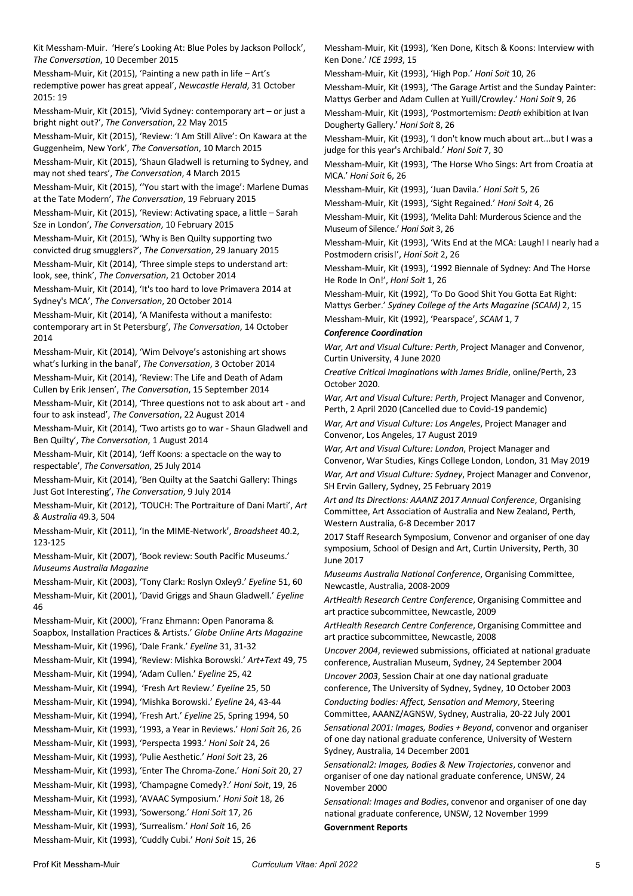Kit Messham-Muir. 'Here's Looking At: Blue Poles by Jackson Pollock', *The Conversation*, 10 December 2015

Messham-Muir, Kit (2015), 'Painting a new path in life – Art's redemptive power has great appeal', *Newcastle Herald*, 31 October 2015: 19

Messham-Muir, Kit (2015), 'Vivid Sydney: contemporary art – or just a bright night out?', *The Conversation*, 22 May 2015

Messham-Muir, Kit (2015), 'Review: 'I Am Still Alive': On Kawara at the Guggenheim, New York', *The Conversation*, 10 March 2015

Messham-Muir, Kit (2015), 'Shaun Gladwell is returning to Sydney, and may not shed tears', *The Conversation*, 4 March 2015

Messham-Muir, Kit (2015), ''You start with the image': Marlene Dumas at the Tate Modern', *The Conversation*, 19 February 2015

Messham-Muir, Kit (2015), 'Review: Activating space, a little – Sarah Sze in London', *The Conversation*, 10 February 2015

Messham-Muir, Kit (2015), 'Why is Ben Quilty supporting two convicted drug smugglers?', *The Conversation*, 29 January 2015

Messham-Muir, Kit (2014), 'Three simple steps to understand art: look, see, think', *The Conversation*, 21 October 2014

Messham-Muir, Kit (2014), 'It's too hard to love Primavera 2014 at Sydney's MCA', *The Conversation*, 20 October 2014

Messham-Muir, Kit (2014), 'A Manifesta without a manifesto: contemporary art in St Petersburg', *The Conversation*, 14 October 2014

Messham-Muir, Kit (2014), 'Wim Delvoye's astonishing art shows what's lurking in the banal', *The Conversation*, 3 October 2014

Messham-Muir, Kit (2014), 'Review: The Life and Death of Adam Cullen by Erik Jensen', *The Conversation*, 15 September 2014

Messham-Muir, Kit (2014), 'Three questions not to ask about art - and four to ask instead', *The Conversation*, 22 August 2014

Messham-Muir, Kit (2014), 'Two artists go to war - Shaun Gladwell and Ben Quilty', *The Conversation*, 1 August 2014

Messham-Muir, Kit (2014), 'Jeff Koons: a spectacle on the way to respectable', *The Conversation*, 25 July 2014

Messham-Muir, Kit (2014), 'Ben Quilty at the Saatchi Gallery: Things Just Got Interesting', *The Conversation*, 9 July 2014

Messham-Muir, Kit (2012), 'TOUCH: The Portraiture of Dani Marti', *Art & Australia* 49.3, 504

Messham-Muir, Kit (2011), 'In the MIME-Network', *Broadsheet* 40.2, 123-125

Messham-Muir, Kit (2007), 'Book review: South Pacific Museums.' *Museums Australia Magazine*

Messham-Muir, Kit (2003), 'Tony Clark: Roslyn Oxley9.' *Eyeline* 51, 60

Messham-Muir, Kit (2001), 'David Griggs and Shaun Gladwell.' *Eyeline* 46

Messham-Muir, Kit (2000), 'Franz Ehmann: Open Panorama & Soapbox, Installation Practices & Artists.' *Globe Online Arts Magazine*

Messham-Muir, Kit (1996), 'Dale Frank.' *Eyeline* 31, 31-32

Messham-Muir, Kit (1994), 'Review: Mishka Borowski.' *Art+Text* 49, 75

Messham-Muir, Kit (1994), 'Adam Cullen.' *Eyeline* 25, 42

Messham-Muir, Kit (1994), 'Fresh Art Review.' *Eyeline* 25, 50

Messham-Muir, Kit (1994), 'Mishka Borowski.' *Eyeline* 24, 43-44

Messham-Muir, Kit (1994), 'Fresh Art.' *Eyeline* 25, Spring 1994, 50

Messham-Muir, Kit (1993), '1993, a Year in Reviews.' *Honi Soit* 26, 26

Messham-Muir, Kit (1993), 'Perspecta 1993.' *Honi Soit* 24, 26

Messham-Muir, Kit (1993), 'Pulie Aesthetic.' *Honi Soit* 23, 26

Messham-Muir, Kit (1993), 'Enter The Chroma-Zone.' *Honi Soit* 20, 27

Messham-Muir, Kit (1993), 'Champagne Comedy?.' *Honi Soit*, 19, 26

Messham-Muir, Kit (1993), 'AVAAC Symposium.' *Honi Soit* 18, 26

Messham-Muir, Kit (1993), 'Sowersong.' *Honi Soit* 17, 26

Messham-Muir, Kit (1993), 'Surrealism.' *Honi Soit* 16, 26

Messham-Muir, Kit (1993), 'Cuddly Cubi.' *Honi Soit* 15, 26

Messham-Muir, Kit (1993), 'Ken Done, Kitsch & Koons: Interview with Ken Done.' *ICE 1993*, 15

Messham-Muir, Kit (1993), 'High Pop.' *Honi Soit* 10, 26

Messham-Muir, Kit (1993), 'The Garage Artist and the Sunday Painter: Mattys Gerber and Adam Cullen at Yuill/Crowley.' *Honi Soit* 9, 26

Messham-Muir, Kit (1993), 'Postmortemism: *Death* exhibition at Ivan Dougherty Gallery.' *Honi Soit* 8, 26

Messham-Muir, Kit (1993), 'I don't know much about art...but I was a judge for this year's Archibald.' *Honi Soit* 7, 30

Messham-Muir, Kit (1993), 'The Horse Who Sings: Art from Croatia at MCA.' *Honi Soit* 6, 26

Messham-Muir, Kit (1993), 'Juan Davila.' *Honi Soit* 5, 26

Messham-Muir, Kit (1993), 'Sight Regained.' *Honi Soit* 4, 26

Messham-Muir, Kit (1993), 'Melita Dahl: Murderous Science and the Museum of Silence.' *Honi Soit* 3, 26

Messham-Muir, Kit (1993), 'Wits End at the MCA: Laugh! I nearly had a Postmodern crisis!', *Honi Soit* 2, 26

Messham-Muir, Kit (1993), '1992 Biennale of Sydney: And The Horse He Rode In On!', *Honi Soit* 1, 26

Messham-Muir, Kit (1992), 'To Do Good Shit You Gotta Eat Right: Mattys Gerber.' *Sydney College of the Arts Magazine (SCAM)* 2, 15

Messham-Muir, Kit (1992), 'Pearspace', *SCAM* 1, 7

***Conference Coordination***

*War, Art and Visual Culture: Perth*, Project Manager and Convenor, Curtin University, 4 June 2020

*Creative Critical Imaginations with James Bridle*, online/Perth, 23 October 2020.

*War, Art and Visual Culture: Perth*, Project Manager and Convenor, Perth, 2 April 2020 (Cancelled due to Covid-19 pandemic)

*War, Art and Visual Culture: Los Angeles*, Project Manager and Convenor, Los Angeles, 17 August 2019

*War, Art and Visual Culture: London*, Project Manager and Convenor, War Studies, Kings College London, London, 31 May 2019

*War, Art and Visual Culture: Sydney*, Project Manager and Convenor, SH Ervin Gallery, Sydney, 25 February 2019

*Art and Its Directions: AAANZ 2017 Annual Conference*, Organising Committee, Art Association of Australia and New Zealand, Perth, Western Australia, 6-8 December 2017

2017 Staff Research Symposium, Convenor and organiser of one day symposium, School of Design and Art, Curtin University, Perth, 30 June 2017

*Museums Australia National Conference*, Organising Committee, Newcastle, Australia, 2008-2009

*ArtHealth Research Centre Conference*, Organising Committee and art practice subcommittee, Newcastle, 2009

*ArtHealth Research Centre Conference*, Organising Committee and art practice subcommittee, Newcastle, 2008

*Uncover 2004*, reviewed submissions, officiated at national graduate conference, Australian Museum, Sydney, 24 September 2004

*Uncover 2003*, Session Chair at one day national graduate conference, The University of Sydney, Sydney, 10 October 2003

*Conducting bodies: Affect, Sensation and Memory*, Steering Committee, AAANZ/AGNSW, Sydney, Australia, 20-22 July 2001

*Sensational 2001: Images, Bodies + Beyond*, convenor and organiser of one day national graduate conference, University of Western Sydney, Australia, 14 December 2001

*Sensational2: Images, Bodies & New Trajectories*, convenor and organiser of one day national graduate conference, UNSW, 24 November 2000

*Sensational: Images and Bodies*, convenor and organiser of one day national graduate conference, UNSW, 12 November 1999

**Government Reports**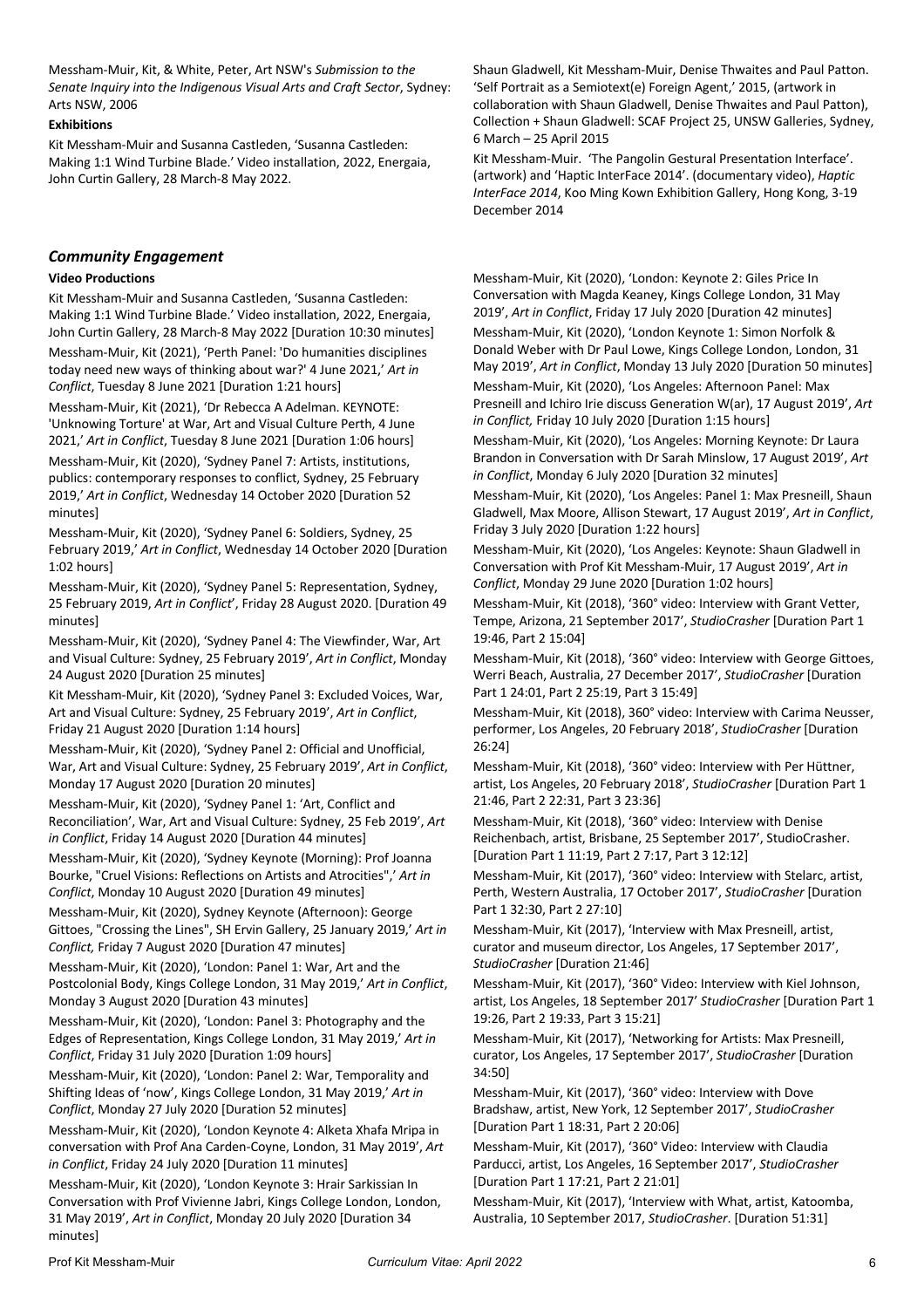Messham-Muir, Kit, & White, Peter, Art NSW's *Submission to the Senate Inquiry into the Indigenous Visual Arts and Craft Sector*, Sydney: Arts NSW, 2006

**Exhibitions**

Kit Messham-Muir and Susanna Castleden, 'Susanna Castleden: Making 1:1 Wind Turbine Blade.' Video installation, 2022, Energaia, John Curtin Gallery, 28 March-8 May 2022.

Shaun Gladwell, Kit Messham-Muir, Denise Thwaites and Paul Patton. 'Self Portrait as a Semiotext(e) Foreign Agent,' 2015, (artwork in collaboration with Shaun Gladwell, Denise Thwaites and Paul Patton), Collection + Shaun Gladwell: SCAF Project 25, UNSW Galleries, Sydney, 6 March – 25 April 2015

Kit Messham-Muir. 'The Pangolin Gestural Presentation Interface'. (artwork) and 'Haptic InterFace 2014'. (documentary video), *Haptic InterFace 2014*, Koo Ming Kown Exhibition Gallery, Hong Kong, 3-19 December 2014

## *Community Engagement*

**Video Productions**

Kit Messham-Muir and Susanna Castleden, 'Susanna Castleden: Making 1:1 Wind Turbine Blade.' Video installation, 2022, Energaia, John Curtin Gallery, 28 March-8 May 2022 [Duration 10:30 minutes]

Messham-Muir, Kit (2021), 'Perth Panel: 'Do humanities disciplines today need new ways of thinking about war?' 4 June 2021,' *Art in Conflict*, Tuesday 8 June 2021 [Duration 1:21 hours]

Messham-Muir, Kit (2021), 'Dr Rebecca A Adelman. KEYNOTE: 'Unknowing Torture' at War, Art and Visual Culture Perth, 4 June 2021,' *Art in Conflict*, Tuesday 8 June 2021 [Duration 1:06 hours]

Messham-Muir, Kit (2020), 'Sydney Panel 7: Artists, institutions, publics: contemporary responses to conflict, Sydney, 25 February 2019,' *Art in Conflict*, Wednesday 14 October 2020 [Duration 52 minutes]

Messham-Muir, Kit (2020), 'Sydney Panel 6: Soldiers, Sydney, 25 February 2019,' *Art in Conflict*, Wednesday 14 October 2020 [Duration 1:02 hours]

Messham-Muir, Kit (2020), 'Sydney Panel 5: Representation, Sydney, 25 February 2019, *Art in Conflict*', Friday 28 August 2020. [Duration 49 minutes]

Messham-Muir, Kit (2020), 'Sydney Panel 4: The Viewfinder, War, Art and Visual Culture: Sydney, 25 February 2019', *Art in Conflict*, Monday 24 August 2020 [Duration 25 minutes]

Kit Messham-Muir, Kit (2020), 'Sydney Panel 3: Excluded Voices, War, Art and Visual Culture: Sydney, 25 February 2019', *Art in Conflict*, Friday 21 August 2020 [Duration 1:14 hours]

Messham-Muir, Kit (2020), 'Sydney Panel 2: Official and Unofficial, War, Art and Visual Culture: Sydney, 25 February 2019', *Art in Conflict*, Monday 17 August 2020 [Duration 20 minutes]

Messham-Muir, Kit (2020), 'Sydney Panel 1: 'Art, Conflict and Reconciliation', War, Art and Visual Culture: Sydney, 25 Feb 2019', *Art in Conflict*, Friday 14 August 2020 [Duration 44 minutes]

Messham-Muir, Kit (2020), 'Sydney Keynote (Morning): Prof Joanna Bourke, "Cruel Visions: Reflections on Artists and Atrocities",' *Art in Conflict*, Monday 10 August 2020 [Duration 49 minutes]

Messham-Muir, Kit (2020), Sydney Keynote (Afternoon): George Gittoes, "Crossing the Lines", SH Ervin Gallery, 25 January 2019,' *Art in Conflict,* Friday 7 August 2020 [Duration 47 minutes]

Messham-Muir, Kit (2020), 'London: Panel 1: War, Art and the Postcolonial Body, Kings College London, 31 May 2019,' *Art in Conflict*, Monday 3 August 2020 [Duration 43 minutes]

Messham-Muir, Kit (2020), 'London: Panel 3: Photography and the Edges of Representation, Kings College London, 31 May 2019,' *Art in Conflict*, Friday 31 July 2020 [Duration 1:09 hours]

Messham-Muir, Kit (2020), 'London: Panel 2: War, Temporality and Shifting Ideas of 'now', Kings College London, 31 May 2019,' *Art in Conflict*, Monday 27 July 2020 [Duration 52 minutes]

Messham-Muir, Kit (2020), 'London Keynote 4: Alketa Xhafa Mripa in conversation with Prof Ana Carden-Coyne, London, 31 May 2019', *Art in Conflict*, Friday 24 July 2020 [Duration 11 minutes]

Messham-Muir, Kit (2020), 'London Keynote 3: Hrair Sarkissian In Conversation with Prof Vivienne Jabri, Kings College London, London, 31 May 2019', *Art in Conflict*, Monday 20 July 2020 [Duration 34 minutes]

Messham-Muir, Kit (2020), 'London: Keynote 2: Giles Price In Conversation with Magda Keaney, Kings College London, 31 May 2019', *Art in Conflict*, Friday 17 July 2020 [Duration 42 minutes]

Messham-Muir, Kit (2020), 'London Keynote 1: Simon Norfolk & Donald Weber with Dr Paul Lowe, Kings College London, London, 31 May 2019', *Art in Conflict*, Monday 13 July 2020 [Duration 50 minutes]

Messham-Muir, Kit (2020), 'Los Angeles: Afternoon Panel: Max Presneill and Ichiro Irie discuss Generation W(ar), 17 August 2019', *Art in Conflict,* Friday 10 July 2020 [Duration 1:15 hours]

Messham-Muir, Kit (2020), 'Los Angeles: Morning Keynote: Dr Laura Brandon in Conversation with Dr Sarah Minslow, 17 August 2019', *Art in Conflict*, Monday 6 July 2020 [Duration 32 minutes]

Messham-Muir, Kit (2020), 'Los Angeles: Panel 1: Max Presneill, Shaun Gladwell, Max Moore, Allison Stewart, 17 August 2019', *Art in Conflict*, Friday 3 July 2020 [Duration 1:22 hours]

Messham-Muir, Kit (2020), 'Los Angeles: Keynote: Shaun Gladwell in Conversation with Prof Kit Messham-Muir, 17 August 2019', *Art in Conflict*, Monday 29 June 2020 [Duration 1:02 hours]

Messham-Muir, Kit (2018), '360° video: Interview with Grant Vetter, Tempe, Arizona, 21 September 2017', *StudioCrasher* [Duration Part 1 19:46, Part 2 15:04]

Messham-Muir, Kit (2018), '360° video: Interview with George Gittoes, Werri Beach, Australia, 27 December 2017', *StudioCrasher* [Duration Part 1 24:01, Part 2 25:19, Part 3 15:49]

Messham-Muir, Kit (2018), 360° video: Interview with Carima Neusser, performer, Los Angeles, 20 February 2018', *StudioCrasher* [Duration 26:24]

Messham-Muir, Kit (2018), '360° video: Interview with Per Hüttner, artist, Los Angeles, 20 February 2018', *StudioCrasher* [Duration Part 1 21:46, Part 2 22:31, Part 3 23:36]

Messham-Muir, Kit (2018), '360° video: Interview with Denise Reichenbach, artist, Brisbane, 25 September 2017', StudioCrasher. [Duration Part 1 11:19, Part 2 7:17, Part 3 12:12]

Messham-Muir, Kit (2017), '360° video: Interview with Stelarc, artist, Perth, Western Australia, 17 October 2017', *StudioCrasher* [Duration Part 1 32:30, Part 2 27:10]

Messham-Muir, Kit (2017), 'Interview with Max Presneill, artist, curator and museum director, Los Angeles, 17 September 2017', *StudioCrasher* [Duration 21:46]

Messham-Muir, Kit (2017), '360° Video: Interview with Kiel Johnson, artist, Los Angeles, 18 September 2017' *StudioCrasher* [Duration Part 1 19:26, Part 2 19:33, Part 3 15:21]

Messham-Muir, Kit (2017), 'Networking for Artists: Max Presneill, curator, Los Angeles, 17 September 2017', *StudioCrasher* [Duration 34:50]

Messham-Muir, Kit (2017), '360° video: Interview with Dove Bradshaw, artist, New York, 12 September 2017', *StudioCrasher* [Duration Part 1 18:31, Part 2 20:06]

Messham-Muir, Kit (2017), '360° Video: Interview with Claudia Parducci, artist, Los Angeles, 16 September 2017', *StudioCrasher* [Duration Part 1 17:21, Part 2 21:01]

Messham-Muir, Kit (2017), 'Interview with What, artist, Katoomba, Australia, 10 September 2017, *StudioCrasher*. [Duration 51:31]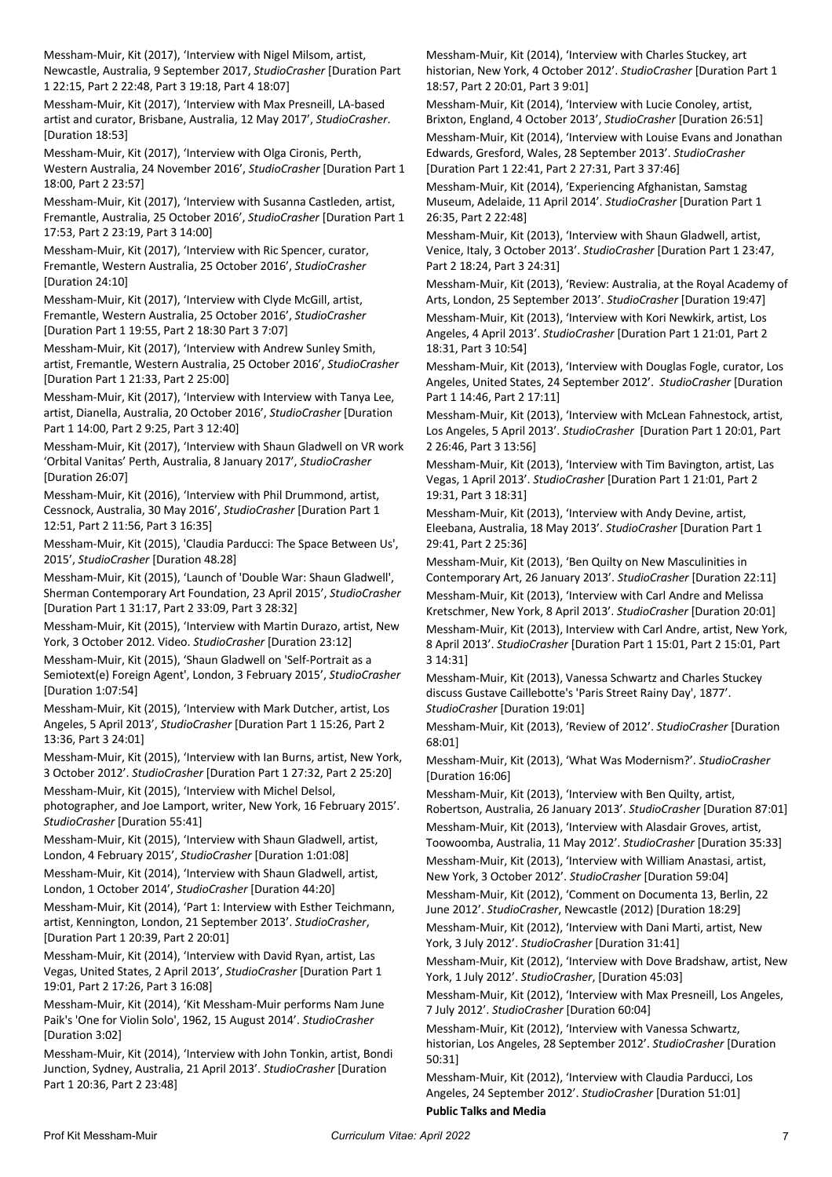Messham-Muir, Kit (2017), 'Interview with Nigel Milsom, artist, Newcastle, Australia, 9 September 2017, *StudioCrasher* [Duration Part 1 22:15, Part 2 22:48, Part 3 19:18, Part 4 18:07]

Messham-Muir, Kit (2017), 'Interview with Max Presneill, LA-based artist and curator, Brisbane, Australia, 12 May 2017', *StudioCrasher*. [Duration 18:53]

Messham-Muir, Kit (2017), 'Interview with Olga Cironis, Perth, Western Australia, 24 November 2016', *StudioCrasher* [Duration Part 1 18:00, Part 2 23:57]

Messham-Muir, Kit (2017), 'Interview with Susanna Castleden, artist, Fremantle, Australia, 25 October 2016', *StudioCrasher* [Duration Part 1 17:53, Part 2 23:19, Part 3 14:00]

Messham-Muir, Kit (2017), 'Interview with Ric Spencer, curator, Fremantle, Western Australia, 25 October 2016', *StudioCrasher* [Duration 24:10]

Messham-Muir, Kit (2017), 'Interview with Clyde McGill, artist, Fremantle, Western Australia, 25 October 2016', *StudioCrasher* [Duration Part 1 19:55, Part 2 18:30 Part 3 7:07]

Messham-Muir, Kit (2017), 'Interview with Andrew Sunley Smith, artist, Fremantle, Western Australia, 25 October 2016', *StudioCrasher* [Duration Part 1 21:33, Part 2 25:00]

Messham-Muir, Kit (2017), 'Interview with Interview with Tanya Lee, artist, Dianella, Australia, 20 October 2016', *StudioCrasher* [Duration Part 1 14:00, Part 2 9:25, Part 3 12:40]

Messham-Muir, Kit (2017), 'Interview with Shaun Gladwell on VR work 'Orbital Vanitas' Perth, Australia, 8 January 2017', *StudioCrasher* [Duration 26:07]

Messham-Muir, Kit (2016), 'Interview with Phil Drummond, artist, Cessnock, Australia, 30 May 2016', *StudioCrasher* [Duration Part 1 12:51, Part 2 11:56, Part 3 16:35]

Messham-Muir, Kit (2015), 'Claudia Parducci: The Space Between Us', 2015', *StudioCrasher* [Duration 48.28]

Messham-Muir, Kit (2015), 'Launch of 'Double War: Shaun Gladwell', Sherman Contemporary Art Foundation, 23 April 2015', *StudioCrasher* [Duration Part 1 31:17, Part 2 33:09, Part 3 28:32]

Messham-Muir, Kit (2015), 'Interview with Martin Durazo, artist, New York, 3 October 2012. Video. *StudioCrasher* [Duration 23:12]

Messham-Muir, Kit (2015), 'Shaun Gladwell on 'Self-Portrait as a Semiotext(e) Foreign Agent', London, 3 February 2015', *StudioCrasher* [Duration 1:07:54]

Messham-Muir, Kit (2015), 'Interview with Mark Dutcher, artist, Los Angeles, 5 April 2013', *StudioCrasher* [Duration Part 1 15:26, Part 2 13:36, Part 3 24:01]

Messham-Muir, Kit (2015), 'Interview with Ian Burns, artist, New York, 3 October 2012'. *StudioCrasher* [Duration Part 1 27:32, Part 2 25:20]

Messham-Muir, Kit (2015), 'Interview with Michel Delsol, photographer, and Joe Lamport, writer, New York, 16 February 2015'. *StudioCrasher* [Duration 55:41]

Messham-Muir, Kit (2015), 'Interview with Shaun Gladwell, artist, London, 4 February 2015', *StudioCrasher* [Duration 1:01:08]

Messham-Muir, Kit (2014), 'Interview with Shaun Gladwell, artist, London, 1 October 2014', *StudioCrasher* [Duration 44:20]

Messham-Muir, Kit (2014), 'Part 1: Interview with Esther Teichmann, artist, Kennington, London, 21 September 2013'. *StudioCrasher*, [Duration Part 1 20:39, Part 2 20:01]

Messham-Muir, Kit (2014), 'Interview with David Ryan, artist, Las Vegas, United States, 2 April 2013', *StudioCrasher* [Duration Part 1 19:01, Part 2 17:26, Part 3 16:08]

Messham-Muir, Kit (2014), 'Kit Messham-Muir performs Nam June Paik's 'One for Violin Solo', 1962, 15 August 2014'. *StudioCrasher* [Duration 3:02]

Messham-Muir, Kit (2014), 'Interview with John Tonkin, artist, Bondi Junction, Sydney, Australia, 21 April 2013'. *StudioCrasher* [Duration Part 1 20:36, Part 2 23:48]

Messham-Muir, Kit (2014), 'Interview with Charles Stuckey, art historian, New York, 4 October 2012'. *StudioCrasher* [Duration Part 1 18:57, Part 2 20:01, Part 3 9:01]

Messham-Muir, Kit (2014), 'Interview with Lucie Conoley, artist, Brixton, England, 4 October 2013', *StudioCrasher* [Duration 26:51]

Messham-Muir, Kit (2014), 'Interview with Louise Evans and Jonathan Edwards, Gresford, Wales, 28 September 2013'. *StudioCrasher* [Duration Part 1 22:41, Part 2 27:31, Part 3 37:46]

Messham-Muir, Kit (2014), 'Experiencing Afghanistan, Samstag Museum, Adelaide, 11 April 2014'. *StudioCrasher* [Duration Part 1 26:35, Part 2 22:48]

Messham-Muir, Kit (2013), 'Interview with Shaun Gladwell, artist, Venice, Italy, 3 October 2013'. *StudioCrasher* [Duration Part 1 23:47, Part 2 18:24, Part 3 24:31]

Messham-Muir, Kit (2013), 'Review: Australia, at the Royal Academy of Arts, London, 25 September 2013'. *StudioCrasher* [Duration 19:47]

Messham-Muir, Kit (2013), 'Interview with Kori Newkirk, artist, Los Angeles, 4 April 2013'. *StudioCrasher* [Duration Part 1 21:01, Part 2 18:31, Part 3 10:54]

Messham-Muir, Kit (2013), 'Interview with Douglas Fogle, curator, Los Angeles, United States, 24 September 2012'. *StudioCrasher* [Duration Part 1 14:46, Part 2 17:11]

Messham-Muir, Kit (2013), 'Interview with McLean Fahnestock, artist, Los Angeles, 5 April 2013'. *StudioCrasher* [Duration Part 1 20:01, Part 2 26:46, Part 3 13:56]

Messham-Muir, Kit (2013), 'Interview with Tim Bavington, artist, Las Vegas, 1 April 2013'. *StudioCrasher* [Duration Part 1 21:01, Part 2 19:31, Part 3 18:31]

Messham-Muir, Kit (2013), 'Interview with Andy Devine, artist, Eleebana, Australia, 18 May 2013'. *StudioCrasher* [Duration Part 1 29:41, Part 2 25:36]

Messham-Muir, Kit (2013), 'Ben Quilty on New Masculinities in Contemporary Art, 26 January 2013'. *StudioCrasher* [Duration 22:11]

Messham-Muir, Kit (2013), 'Interview with Carl Andre and Melissa Kretschmer, New York, 8 April 2013'. *StudioCrasher* [Duration 20:01]

Messham-Muir, Kit (2013), Interview with Carl Andre, artist, New York, 8 April 2013'. *StudioCrasher* [Duration Part 1 15:01, Part 2 15:01, Part 3 14:31]

Messham-Muir, Kit (2013), Vanessa Schwartz and Charles Stuckey discuss Gustave Caillebotte's 'Paris Street Rainy Day', 1877'. *StudioCrasher* [Duration 19:01]

Messham-Muir, Kit (2013), 'Review of 2012'. *StudioCrasher* [Duration 68:01]

Messham-Muir, Kit (2013), 'What Was Modernism?'. *StudioCrasher* [Duration 16:06]

Messham-Muir, Kit (2013), 'Interview with Ben Quilty, artist, Robertson, Australia, 26 January 2013'. *StudioCrasher* [Duration 87:01]

Messham-Muir, Kit (2013), 'Interview with Alasdair Groves, artist, Toowoomba, Australia, 11 May 2012'. *StudioCrasher* [Duration 35:33]

Messham-Muir, Kit (2013), 'Interview with William Anastasi, artist, New York, 3 October 2012'. *StudioCrasher* [Duration 59:04]

Messham-Muir, Kit (2012), 'Comment on Documenta 13, Berlin, 22 June 2012'. *StudioCrasher*, Newcastle (2012) [Duration 18:29]

Messham-Muir, Kit (2012), 'Interview with Dani Marti, artist, New York, 3 July 2012'. *StudioCrasher* [Duration 31:41]

Messham-Muir, Kit (2012), 'Interview with Dove Bradshaw, artist, New York, 1 July 2012'. *StudioCrasher*, [Duration 45:03]

Messham-Muir, Kit (2012), 'Interview with Max Presneill, Los Angeles, 7 July 2012'. *StudioCrasher* [Duration 60:04]

Messham-Muir, Kit (2012), 'Interview with Vanessa Schwartz, historian, Los Angeles, 28 September 2012'. *StudioCrasher* [Duration 50:31]

Messham-Muir, Kit (2012), 'Interview with Claudia Parducci, Los Angeles, 24 September 2012'. *StudioCrasher* [Duration 51:01]

**Public Talks and Media**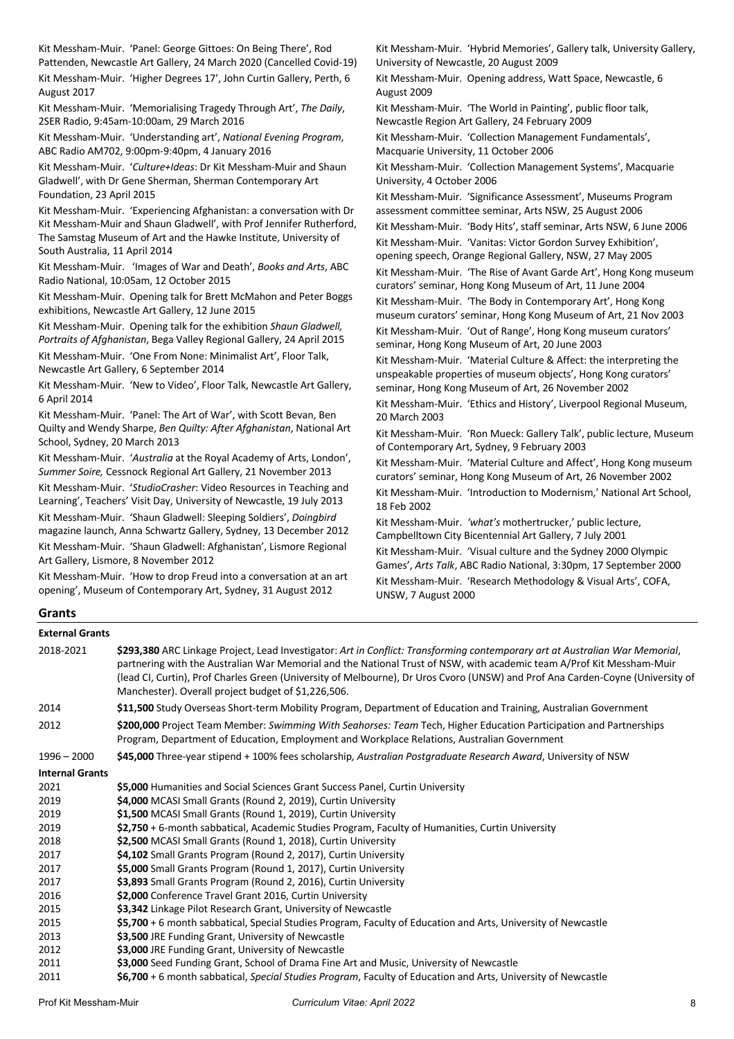Kit Messham-Muir. 'Panel: George Gittoes: On Being There', Rod Pattenden, Newcastle Art Gallery, 24 March 2020 (Cancelled Covid-19)

Kit Messham-Muir. 'Higher Degrees 17', John Curtin Gallery, Perth, 6 August 2017

Kit Messham-Muir. 'Memorialising Tragedy Through Art', *The Daily*, 2SER Radio, 9:45am-10:00am, 29 March 2016

Kit Messham-Muir. 'Understanding art', *National Evening Program*, ABC Radio AM702, 9:00pm-9:40pm, 4 January 2016

Kit Messham-Muir. '*Culture+Ideas*: Dr Kit Messham-Muir and Shaun Gladwell', with Dr Gene Sherman, Sherman Contemporary Art Foundation, 23 April 2015

Kit Messham-Muir. 'Experiencing Afghanistan: a conversation with Dr Kit Messham-Muir and Shaun Gladwell', with Prof Jennifer Rutherford, The Samstag Museum of Art and the Hawke Institute, University of South Australia, 11 April 2014

Kit Messham-Muir. 'Images of War and Death', *Books and Arts*, ABC Radio National, 10:05am, 12 October 2015

Kit Messham-Muir. Opening talk for Brett McMahon and Peter Boggs exhibitions, Newcastle Art Gallery, 12 June 2015

Kit Messham-Muir. Opening talk for the exhibition *Shaun Gladwell, Portraits of Afghanistan*, Bega Valley Regional Gallery, 24 April 2015

Kit Messham-Muir. 'One From None: Minimalist Art', Floor Talk, Newcastle Art Gallery, 6 September 2014

Kit Messham-Muir. 'New to Video', Floor Talk, Newcastle Art Gallery, 6 April 2014

Kit Messham-Muir. 'Panel: The Art of War', with Scott Bevan, Ben Quilty and Wendy Sharpe, *Ben Quilty: After Afghanistan*, National Art School, Sydney, 20 March 2013

Kit Messham-Muir. '*Australia* at the Royal Academy of Arts, London', *Summer Soire,* Cessnock Regional Art Gallery, 21 November 2013

Kit Messham-Muir. '*StudioCrasher*: Video Resources in Teaching and Learning', Teachers' Visit Day, University of Newcastle, 19 July 2013

Kit Messham-Muir. 'Shaun Gladwell: Sleeping Soldiers', *Doingbird* magazine launch, Anna Schwartz Gallery, Sydney, 13 December 2012

Kit Messham-Muir. 'Shaun Gladwell: Afghanistan', Lismore Regional Art Gallery, Lismore, 8 November 2012

Kit Messham-Muir. 'How to drop Freud into a conversation at an art opening', Museum of Contemporary Art, Sydney, 31 August 2012

Kit Messham-Muir. 'Hybrid Memories', Gallery talk, University Gallery, University of Newcastle, 20 August 2009

Kit Messham-Muir. Opening address, Watt Space, Newcastle, 6 August 2009

Kit Messham-Muir. 'The World in Painting', public floor talk, Newcastle Region Art Gallery, 24 February 2009

Kit Messham-Muir. 'Collection Management Fundamentals', Macquarie University, 11 October 2006

Kit Messham-Muir. 'Collection Management Systems', Macquarie University, 4 October 2006

Kit Messham-Muir. 'Significance Assessment', Museums Program assessment committee seminar, Arts NSW, 25 August 2006

Kit Messham-Muir. 'Body Hits', staff seminar, Arts NSW, 6 June 2006

Kit Messham-Muir. 'Vanitas: Victor Gordon Survey Exhibition', opening speech, Orange Regional Gallery, NSW, 27 May 2005

Kit Messham-Muir. 'The Rise of Avant Garde Art', Hong Kong museum curators' seminar, Hong Kong Museum of Art, 11 June 2004

Kit Messham-Muir. 'The Body in Contemporary Art', Hong Kong museum curators' seminar, Hong Kong Museum of Art, 21 Nov 2003

Kit Messham-Muir. 'Out of Range', Hong Kong museum curators' seminar, Hong Kong Museum of Art, 20 June 2003

Kit Messham-Muir. 'Material Culture & Affect: the interpreting the unspeakable properties of museum objects', Hong Kong curators' seminar, Hong Kong Museum of Art, 26 November 2002

Kit Messham-Muir. 'Ethics and History', Liverpool Regional Museum, 20 March 2003

Kit Messham-Muir. 'Ron Mueck: Gallery Talk', public lecture, Museum of Contemporary Art, Sydney, 9 February 2003

Kit Messham-Muir. 'Material Culture and Affect', Hong Kong museum curators' seminar, Hong Kong Museum of Art, 26 November 2002

Kit Messham-Muir. 'Introduction to Modernism,' National Art School, 18 Feb 2002

Kit Messham-Muir. *'what's* mothertrucker,' public lecture, Campbelltown City Bicentennial Art Gallery, 7 July 2001

Kit Messham-Muir. 'Visual culture and the Sydney 2000 Olympic Games', *Arts Talk*, ABC Radio National, 3:30pm, 17 September 2000

Kit Messham-Muir. 'Research Methodology & Visual Arts', COFA, UNSW, 7 August 2000

## Grants

### External Grants

| | |
|---|---|
| 2018-2021 | **$293,380** ARC Linkage Project, Lead Investigator: *Art in Conflict: Transforming contemporary art at Australian War Memorial*, partnering with the Australian War Memorial and the National Trust of NSW, with academic team A/Prof Kit Messham-Muir (lead CI, Curtin), Prof Charles Green (University of Melbourne), Dr Uros Cvoro (UNSW) and Prof Ana Carden-Coyne (University of Manchester). Overall project budget of $1,226,506. |
| 2014 | **$11,500** Study Overseas Short-term Mobility Program, Department of Education and Training, Australian Government |
| 2012 | **$200,000** Project Team Member: *Swimming With Seahorses: Team* Tech, Higher Education Participation and Partnerships Program, Department of Education, Employment and Workplace Relations, Australian Government |
| 1996 – 2000 | **$45,000** Three-year stipend + 100% fees scholarship*, Australian Postgraduate Research Award*, University of NSW |

### Internal Grants

| | |
|---|---|
| 2021 | **$5,000** Humanities and Social Sciences Grant Success Panel, Curtin University |
| 2019 | **$4,000** MCASI Small Grants (Round 2, 2019), Curtin University |
| 2019 | **$1,500** MCASI Small Grants (Round 1, 2019), Curtin University |
| 2019 | **$2,750** + 6-month sabbatical, Academic Studies Program, Faculty of Humanities, Curtin University |
| 2018 | **$2,500** MCASI Small Grants (Round 1, 2018), Curtin University |
| 2017 | **$4,102** Small Grants Program (Round 2, 2017), Curtin University |
| 2017 | **$5,000** Small Grants Program (Round 1, 2017), Curtin University |
| 2017 | **$3,893** Small Grants Program (Round 2, 2016), Curtin University |
| 2016 | **$2,000** Conference Travel Grant 2016, Curtin University |
| 2015 | **$3,342** Linkage Pilot Research Grant, University of Newcastle |
| 2015 | **$5,700** + 6 month sabbatical, Special Studies Program, Faculty of Education and Arts, University of Newcastle |
| 2013 | **$3,500** JRE Funding Grant, University of Newcastle |
| 2012 | **$3,000** JRE Funding Grant, University of Newcastle |
| 2011 | **$3,000** Seed Funding Grant, School of Drama Fine Art and Music, University of Newcastle |
| 2011 | **$6,700** + 6 month sabbatical, *Special Studies Program*, Faculty of Education and Arts, University of Newcastle |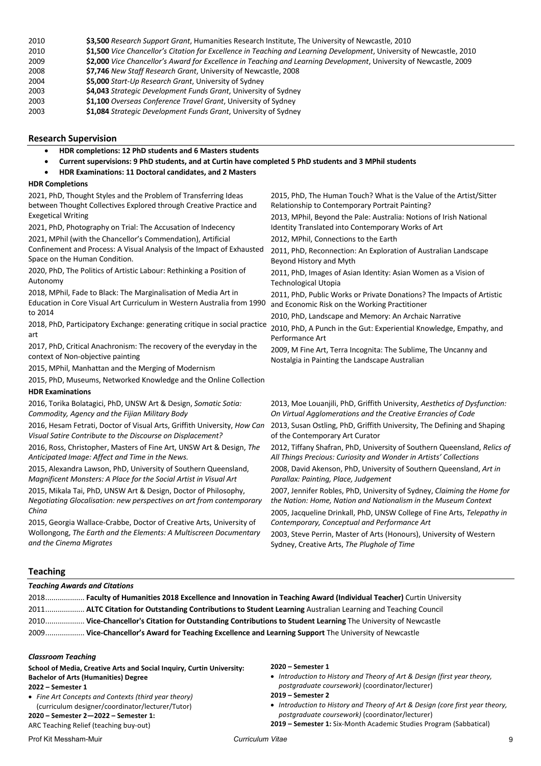| | |
|---|---|
| 2010 | **$3,500** *Research Support Grant*, Humanities Research Institute, The University of Newcastle, 2010 |
| 2010 | **$1,500** *Vice Chancellor's Citation for Excellence in Teaching and Learning Development*, University of Newcastle, 2010 |
| 2009 | **$2,000** *Vice Chancellor's Award for Excellence in Teaching and Learning Development*, University of Newcastle, 2009 |
| 2008 | **$7,746** *New Staff Research Grant*, University of Newcastle, 2008 |
| 2004 | **$5,000** *Start-Up Research Grant*, University of Sydney |
| 2003 | **$4,043** *Strategic Development Funds Grant*, University of Sydney |
| 2003 | **$1,100** *Overseas Conference Travel Grant*, University of Sydney |
| 2003 | **$1,084** *Strategic Development Funds Grant*, University of Sydney |

## Research Supervision

- **HDR completions: 12 PhD students and 6 Masters students**
- **Current supervisions: 9 PhD students, and at Curtin have completed 5 PhD students and 3 MPhil students**
- **HDR Examinations: 11 Doctoral candidates, and 2 Masters**

**HDR Completions**

2021, PhD, Thought Styles and the Problem of Transferring Ideas between Thought Collectives Explored through Creative Practice and Exegetical Writing

2021, PhD, Photography on Trial: The Accusation of Indecency

2021, MPhil (with the Chancellor's Commendation), Artificial Confinement and Process: A Visual Analysis of the Impact of Exhausted Space on the Human Condition.

2020, PhD, The Politics of Artistic Labour: Rethinking a Position of Autonomy

2018, MPhil, Fade to Black: The Marginalisation of Media Art in Education in Core Visual Art Curriculum in Western Australia from 1990 to 2014

2018, PhD, Participatory Exchange: generating critique in social practice art

2017, PhD, Critical Anachronism: The recovery of the everyday in the context of Non-objective painting

2015, MPhil, Manhattan and the Merging of Modernism

2015, PhD, Museums, Networked Knowledge and the Online Collection

2015, PhD, The Human Touch? What is the Value of the Artist/Sitter Relationship to Contemporary Portrait Painting?

2013, MPhil, Beyond the Pale: Australia: Notions of Irish National Identity Translated into Contemporary Works of Art

2012, MPhil, Connections to the Earth

2011, PhD, Reconnection: An Exploration of Australian Landscape Beyond History and Myth

2011, PhD, Images of Asian Identity: Asian Women as a Vision of Technological Utopia

2011, PhD, Public Works or Private Donations? The Impacts of Artistic and Economic Risk on the Working Practitioner

2010, PhD, Landscape and Memory: An Archaic Narrative

2010, PhD, A Punch in the Gut: Experiential Knowledge, Empathy, and Performance Art

2009, M Fine Art, Terra Incognita: The Sublime, The Uncanny and Nostalgia in Painting the Landscape Australian

**HDR Examinations**

2016, Torika Bolatagici, PhD, UNSW Art & Design, *Somatic Sotia: Commodity, Agency and the Fijian Military Body*

2016, Hesam Fetrati, Doctor of Visual Arts, Griffith University, *How Can Visual Satire Contribute to the Discourse on Displacement?*

2016, Ross, Christopher, Masters of Fine Art, UNSW Art & Design, *The Anticipated Image: Affect and Time in the News.*

2015, Alexandra Lawson, PhD, University of Southern Queensland, *Magnificent Monsters: A Place for the Social Artist in Visual Art*

2015, Mikala Tai, PhD, UNSW Art & Design, Doctor of Philosophy, *Negotiating Glocalisation: new perspectives on art from contemporary China*

2015, Georgia Wallace-Crabbe, Doctor of Creative Arts, University of Wollongong, *The Earth and the Elements: A Multiscreen Documentary and the Cinema Migrates*

2013, Moe Louanjili, PhD, Griffith University, *Aesthetics of Dysfunction: On Virtual Agglomerations and the Creative Errancies of Code*

2013, Susan Ostling, PhD, Griffith University, The Defining and Shaping of the Contemporary Art Curator

2012, Tiffany Shafran, PhD, University of Southern Queensland, *Relics of All Things Precious: Curiosity and Wonder in Artists' Collections*

2008, David Akenson, PhD, University of Southern Queensland, *Art in Parallax: Painting, Place, Judgement*

2007, Jennifer Robles, PhD, University of Sydney, *Claiming the Home for the Nation: Home, Nation and Nationalism in the Museum Context*

2005, Jacqueline Drinkall, PhD, UNSW College of Fine Arts, *Telepathy in Contemporary, Conceptual and Performance Art*

2003, Steve Perrin, Master of Arts (Honours), University of Western Sydney, Creative Arts, *The Plughole of Time*

## Teaching

***Teaching Awards and Citations***

2018.................. **Faculty of Humanities 2018 Excellence and Innovation in Teaching Award (Individual Teacher)** Curtin University

2011.................. **ALTC Citation for Outstanding Contributions to Student Learning** Australian Learning and Teaching Council

2010.................. **Vice-Chancellor's Citation for Outstanding Contributions to Student Learning** The University of Newcastle

2009.................. **Vice-Chancellor's Award for Teaching Excellence and Learning Support** The University of Newcastle

***Classroom Teaching***

**School of Media, Creative Arts and Social Inquiry, Curtin University: Bachelor of Arts (Humanities) Degree**

**2022 – Semester 1**

- *Fine Art Concepts and Contexts (third year theory)* (curriculum designer/coordinator/lecturer/Tutor)

**2020 – Semester 2—2022 – Semester 1:**
ARC Teaching Relief (teaching buy-out)

**2020 – Semester 1**

- *Introduction to History and Theory of Art & Design (first year theory, postgraduate coursework)* (coordinator/lecturer)

**2019 – Semester 2**

- *Introduction to History and Theory of Art & Design (core first year theory, postgraduate coursework)* (coordinator/lecturer)

**2019 – Semester 1:** Six-Month Academic Studies Program (Sabbatical)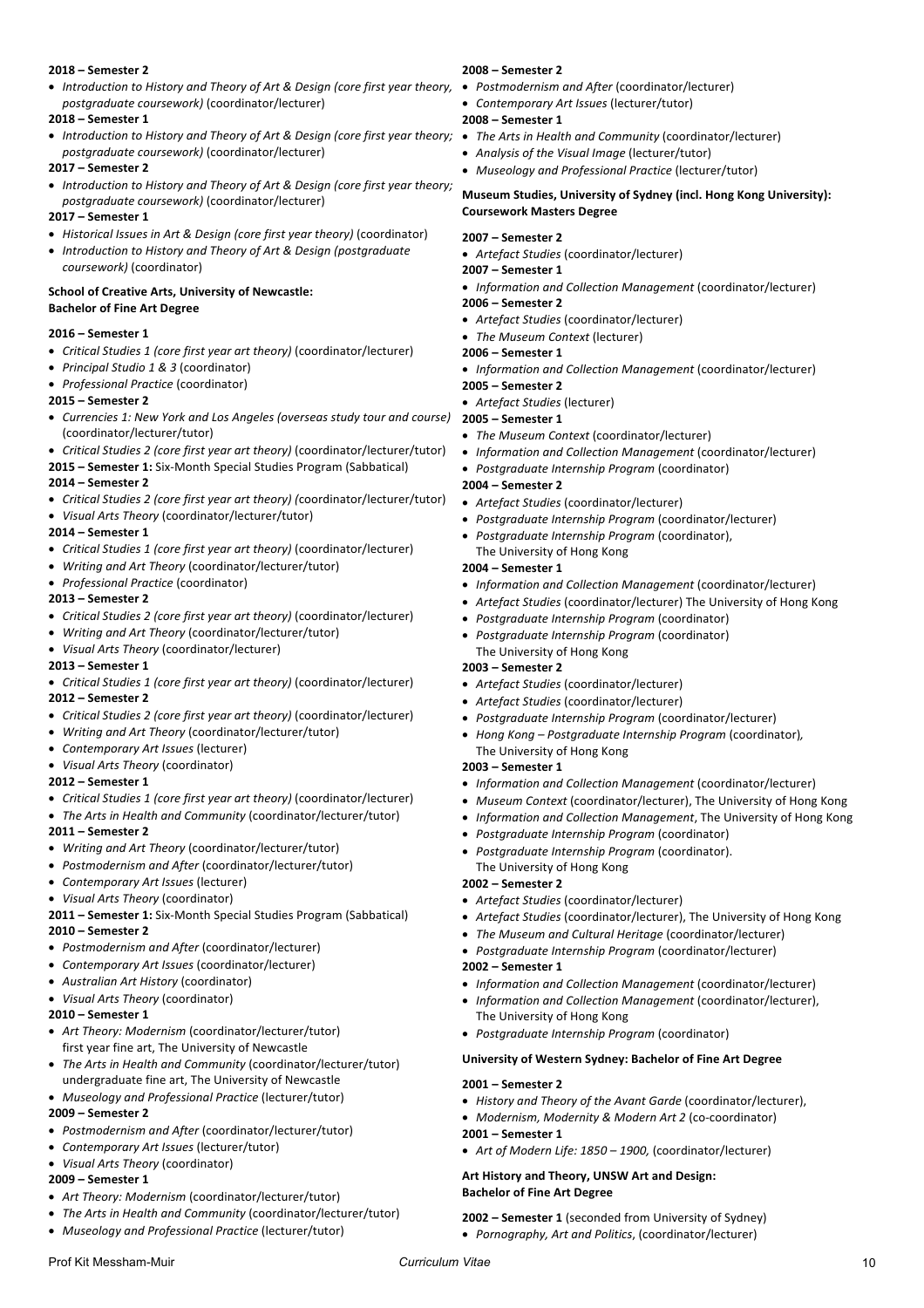**2018 – Semester 2**

- *Introduction to History and Theory of Art & Design (core first year theory, postgraduate coursework)* (coordinator/lecturer)

**2018 – Semester 1**

- *Introduction to History and Theory of Art & Design (core first year theory; postgraduate coursework)* (coordinator/lecturer)

**2017 – Semester 2**

- *Introduction to History and Theory of Art & Design (core first year theory; postgraduate coursework)* (coordinator/lecturer)

**2017 – Semester 1**

- *Historical Issues in Art & Design (core first year theory)* (coordinator)
- *Introduction to History and Theory of Art & Design (postgraduate coursework)* (coordinator)

**School of Creative Arts, University of Newcastle: Bachelor of Fine Art Degree**

**2016 – Semester 1**

- *Critical Studies 1 (core first year art theory)* (coordinator/lecturer)
- *Principal Studio 1 & 3* (coordinator)
- *Professional Practice* (coordinator)

**2015 – Semester 2**

- *Currencies 1: New York and Los Angeles (overseas study tour and course)* (coordinator/lecturer/tutor)
- *Critical Studies 2 (core first year art theory)* (coordinator/lecturer/tutor)

**2015 – Semester 1:** Six-Month Special Studies Program (Sabbatical)

**2014 – Semester 2**

- *Critical Studies 2 (core first year art theory) (*coordinator/lecturer/tutor)
- *Visual Arts Theory* (coordinator/lecturer/tutor)

**2014 – Semester 1**

- *Critical Studies 1 (core first year art theory)* (coordinator/lecturer)
- *Writing and Art Theory* (coordinator/lecturer/tutor)
- *Professional Practice* (coordinator)

**2013 – Semester 2**

- *Critical Studies 2 (core first year art theory)* (coordinator/lecturer)
- *Writing and Art Theory* (coordinator/lecturer/tutor)
- *Visual Arts Theory* (coordinator/lecturer)

**2013 – Semester 1**

- *Critical Studies 1 (core first year art theory)* (coordinator/lecturer)

**2012 – Semester 2**

- *Critical Studies 2 (core first year art theory)* (coordinator/lecturer)
- *Writing and Art Theory* (coordinator/lecturer/tutor)
- *Contemporary Art Issues* (lecturer)
- *Visual Arts Theory* (coordinator)

**2012 – Semester 1**

- *Critical Studies 1 (core first year art theory)* (coordinator/lecturer)
- *The Arts in Health and Community* (coordinator/lecturer/tutor)

**2011 – Semester 2**

- *Writing and Art Theory* (coordinator/lecturer/tutor)
- *Postmodernism and After* (coordinator/lecturer/tutor)
- *Contemporary Art Issues* (lecturer)
- *Visual Arts Theory* (coordinator)

**2011 – Semester 1:** Six-Month Special Studies Program (Sabbatical)

**2010 – Semester 2**

- *Postmodernism and After* (coordinator/lecturer)
- *Contemporary Art Issues* (coordinator/lecturer)
- *Australian Art History* (coordinator)
- *Visual Arts Theory* (coordinator)

**2010 – Semester 1**

- *Art Theory: Modernism* (coordinator/lecturer/tutor) first year fine art, The University of Newcastle
- *The Arts in Health and Community* (coordinator/lecturer/tutor) undergraduate fine art, The University of Newcastle
- *Museology and Professional Practice* (lecturer/tutor)

**2009 – Semester 2**

- *Postmodernism and After* (coordinator/lecturer/tutor)
- *Contemporary Art Issues* (lecturer/tutor)
- *Visual Arts Theory* (coordinator)

**2009 – Semester 1**

- *Art Theory: Modernism* (coordinator/lecturer/tutor)
- *The Arts in Health and Community* (coordinator/lecturer/tutor)
- *Museology and Professional Practice* (lecturer/tutor)

**2008 – Semester 2**

- *Postmodernism and After* (coordinator/lecturer)
- *Contemporary Art Issues* (lecturer/tutor)

**2008 – Semester 1**

- *The Arts in Health and Community* (coordinator/lecturer)
- *Analysis of the Visual Image* (lecturer/tutor)
- *Museology and Professional Practice* (lecturer/tutor)

**Museum Studies, University of Sydney (incl. Hong Kong University): Coursework Masters Degree**

**2007 – Semester 2**

- *Artefact Studies* (coordinator/lecturer)

**2007 – Semester 1**

- *Information and Collection Management* (coordinator/lecturer)

**2006 – Semester 2**

- *Artefact Studies* (coordinator/lecturer)
- *The Museum Context* (lecturer)

**2006 – Semester 1**

- *Information and Collection Management* (coordinator/lecturer)

**2005 – Semester 2**

- *Artefact Studies* (lecturer)

**2005 – Semester 1**

- *The Museum Context* (coordinator/lecturer)
- *Information and Collection Management* (coordinator/lecturer)
- *Postgraduate Internship Program* (coordinator)

**2004 – Semester 2**

- *Artefact Studies* (coordinator/lecturer)
- *Postgraduate Internship Program* (coordinator/lecturer)
- *Postgraduate Internship Program* (coordinator), The University of Hong Kong

**2004 – Semester 1**

- *Information and Collection Management* (coordinator/lecturer)
- *Artefact Studies* (coordinator/lecturer) The University of Hong Kong
- *Postgraduate Internship Program* (coordinator)
- *Postgraduate Internship Program* (coordinator) The University of Hong Kong

**2003 – Semester 2**

- *Artefact Studies* (coordinator/lecturer)
- *Artefact Studies* (coordinator/lecturer)
- *Postgraduate Internship Program* (coordinator/lecturer)
- *Hong Kong – Postgraduate Internship Program* (coordinator), The University of Hong Kong

**2003 – Semester 1**

- *Information and Collection Management* (coordinator/lecturer)
- *Museum Context* (coordinator/lecturer), The University of Hong Kong
- *Information and Collection Management*, The University of Hong Kong
- *Postgraduate Internship Program* (coordinator)
- *Postgraduate Internship Program* (coordinator). The University of Hong Kong

**2002 – Semester 2**

- *Artefact Studies* (coordinator/lecturer)
- *Artefact Studies* (coordinator/lecturer), The University of Hong Kong
- *The Museum and Cultural Heritage* (coordinator/lecturer)
- *Postgraduate Internship Program* (coordinator/lecturer)

**2002 – Semester 1**

- *Information and Collection Management* (coordinator/lecturer)
- *Information and Collection Management* (coordinator/lecturer), The University of Hong Kong
- *Postgraduate Internship Program* (coordinator)

**University of Western Sydney: Bachelor of Fine Art Degree**

**2001 – Semester 2**

- *History and Theory of the Avant Garde* (coordinator/lecturer),
- *Modernism, Modernity & Modern Art 2* (co-coordinator)

**2001 – Semester 1**

- *Art of Modern Life: 1850 – 1900,* (coordinator/lecturer)

**Art History and Theory, UNSW Art and Design: Bachelor of Fine Art Degree**

**2002 – Semester 1** (seconded from University of Sydney)

- *Pornography, Art and Politics*, (coordinator/lecturer)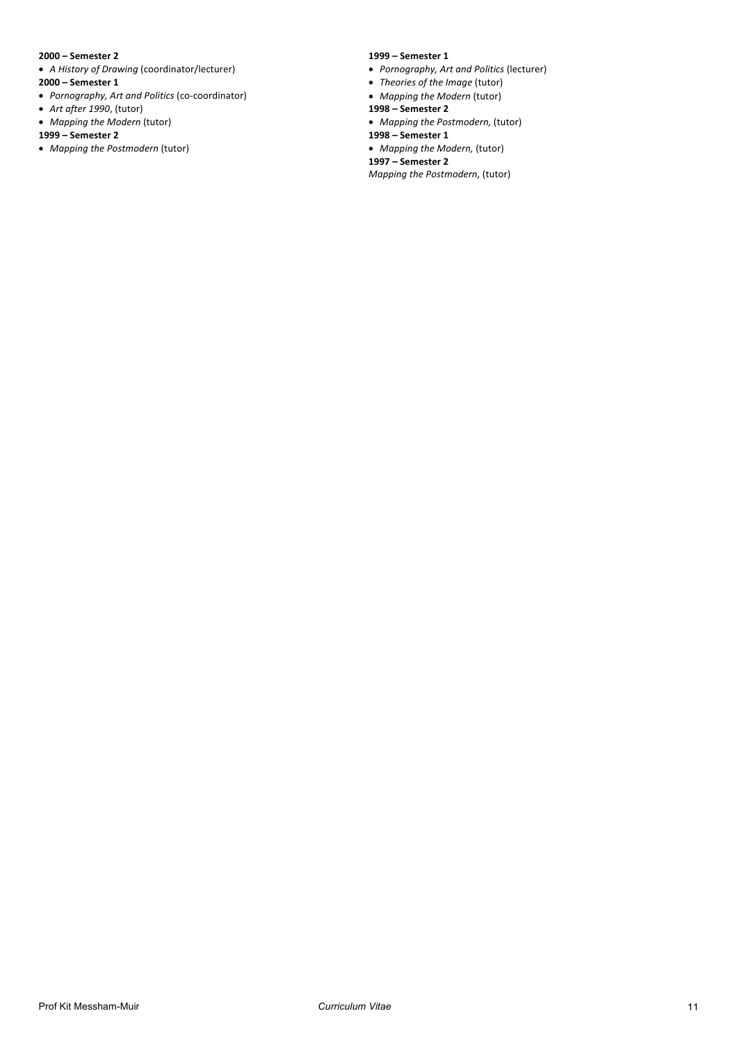**2000 – Semester 2**

- *A History of Drawing* (coordinator/lecturer)

**2000 – Semester 1**

- *Pornography, Art and Politics* (co-coordinator)
- *Art after 1990*, (tutor)
- *Mapping the Modern* (tutor)

**1999 – Semester 2**

- *Mapping the Postmodern* (tutor)

**1999 – Semester 1**

- *Pornography, Art and Politics* (lecturer)
- *Theories of the Image* (tutor)
- *Mapping the Modern* (tutor)

**1998 – Semester 2**

- *Mapping the Postmodern,* (tutor)

**1998 – Semester 1**

- *Mapping the Modern,* (tutor)

**1997 – Semester 2**

*Mapping the Postmodern,* (tutor)